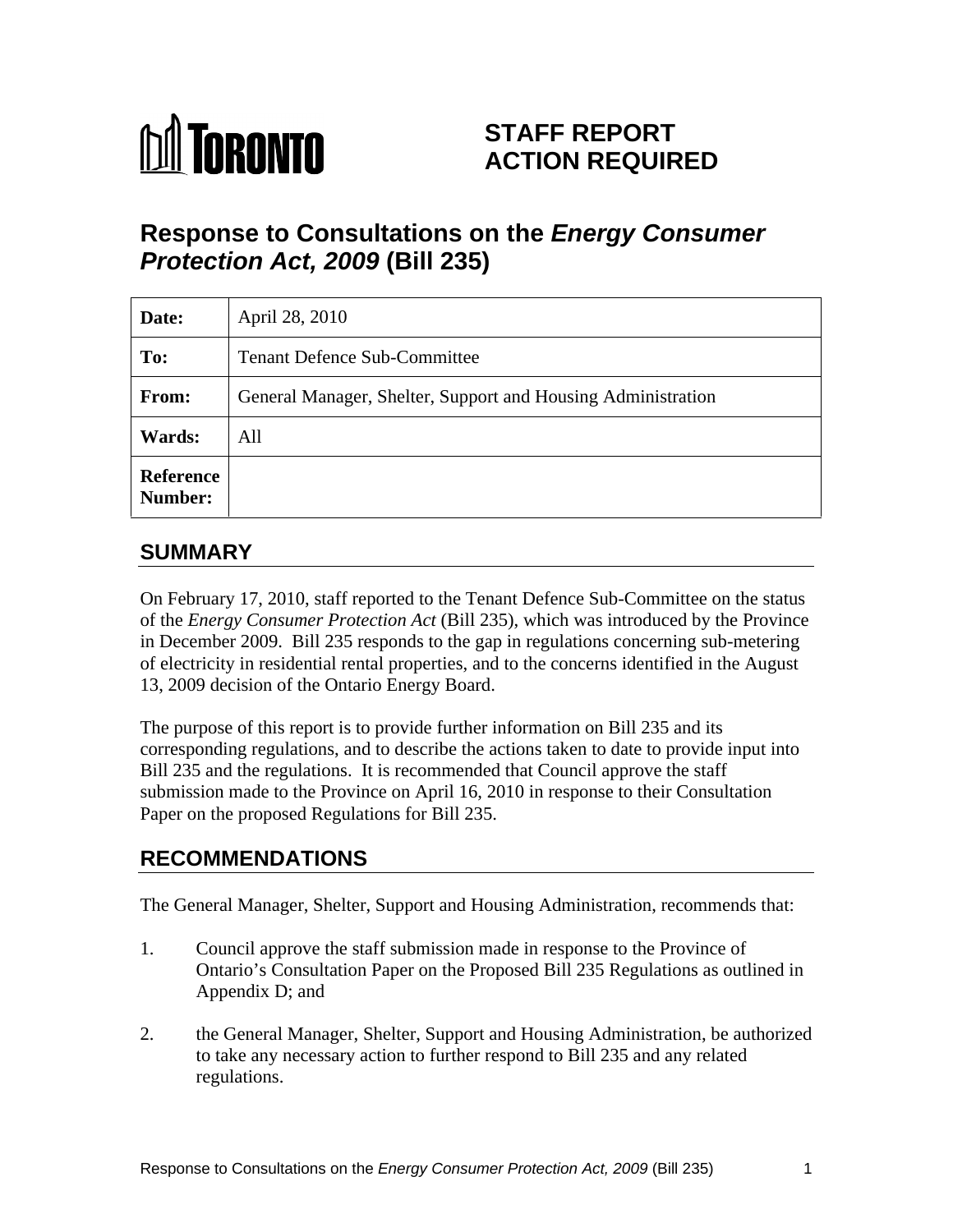TORONTO

# STAFF REPORT ACTION REQUIRED

# Response to Consultations on the *Energy Consumer Protection Act, 2009* (Bill 235)

| Date: | April 28, 2010 |
|---|---|
| To: | Tenant Defence Sub-Committee |
| From: | General Manager, Shelter, Support and Housing Administration |
| Wards: | All |
| Reference Number: | |

## SUMMARY

On February 17, 2010, staff reported to the Tenant Defence Sub-Committee on the status of the *Energy Consumer Protection Act* (Bill 235), which was introduced by the Province in December 2009. Bill 235 responds to the gap in regulations concerning sub-metering of electricity in residential rental properties, and to the concerns identified in the August 13, 2009 decision of the Ontario Energy Board.

The purpose of this report is to provide further information on Bill 235 and its corresponding regulations, and to describe the actions taken to date to provide input into Bill 235 and the regulations. It is recommended that Council approve the staff submission made to the Province on April 16, 2010 in response to their Consultation Paper on the proposed Regulations for Bill 235.

## RECOMMENDATIONS

The General Manager, Shelter, Support and Housing Administration, recommends that:

1. Council approve the staff submission made in response to the Province of Ontario's Consultation Paper on the Proposed Bill 235 Regulations as outlined in Appendix D; and

2. the General Manager, Shelter, Support and Housing Administration, be authorized to take any necessary action to further respond to Bill 235 and any related regulations.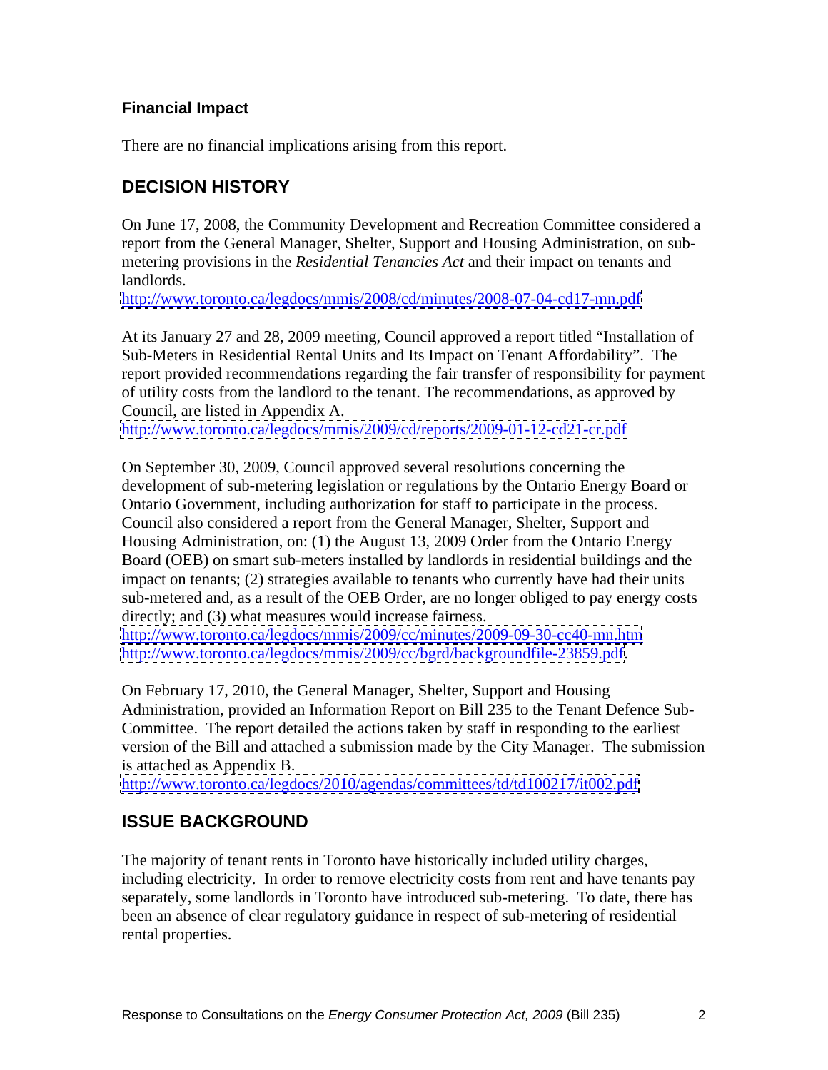### Financial Impact

There are no financial implications arising from this report.

## DECISION HISTORY

On June 17, 2008, the Community Development and Recreation Committee considered a report from the General Manager, Shelter, Support and Housing Administration, on sub-metering provisions in the *Residential Tenancies Act* and their impact on tenants and landlords.
http://www.toronto.ca/legdocs/mmis/2008/cd/minutes/2008-07-04-cd17-mn.pdf

At its January 27 and 28, 2009 meeting, Council approved a report titled "Installation of Sub-Meters in Residential Rental Units and Its Impact on Tenant Affordability". The report provided recommendations regarding the fair transfer of responsibility for payment of utility costs from the landlord to the tenant. The recommendations, as approved by Council, are listed in Appendix A.
http://www.toronto.ca/legdocs/mmis/2009/cd/reports/2009-01-12-cd21-cr.pdf

On September 30, 2009, Council approved several resolutions concerning the development of sub-metering legislation or regulations by the Ontario Energy Board or Ontario Government, including authorization for staff to participate in the process. Council also considered a report from the General Manager, Shelter, Support and Housing Administration, on: (1) the August 13, 2009 Order from the Ontario Energy Board (OEB) on smart sub-meters installed by landlords in residential buildings and the impact on tenants; (2) strategies available to tenants who currently have had their units sub-metered and, as a result of the OEB Order, are no longer obliged to pay energy costs directly; and (3) what measures would increase fairness.
http://www.toronto.ca/legdocs/mmis/2009/cc/minutes/2009-09-30-cc40-mn.htm
http://www.toronto.ca/legdocs/mmis/2009/cc/bgrd/backgroundfile-23859.pdf.

On February 17, 2010, the General Manager, Shelter, Support and Housing Administration, provided an Information Report on Bill 235 to the Tenant Defence Sub-Committee. The report detailed the actions taken by staff in responding to the earliest version of the Bill and attached a submission made by the City Manager. The submission is attached as Appendix B.
http://www.toronto.ca/legdocs/2010/agendas/committees/td/td100217/it002.pdf

## ISSUE BACKGROUND

The majority of tenant rents in Toronto have historically included utility charges, including electricity. In order to remove electricity costs from rent and have tenants pay separately, some landlords in Toronto have introduced sub-metering. To date, there has been an absence of clear regulatory guidance in respect of sub-metering of residential rental properties.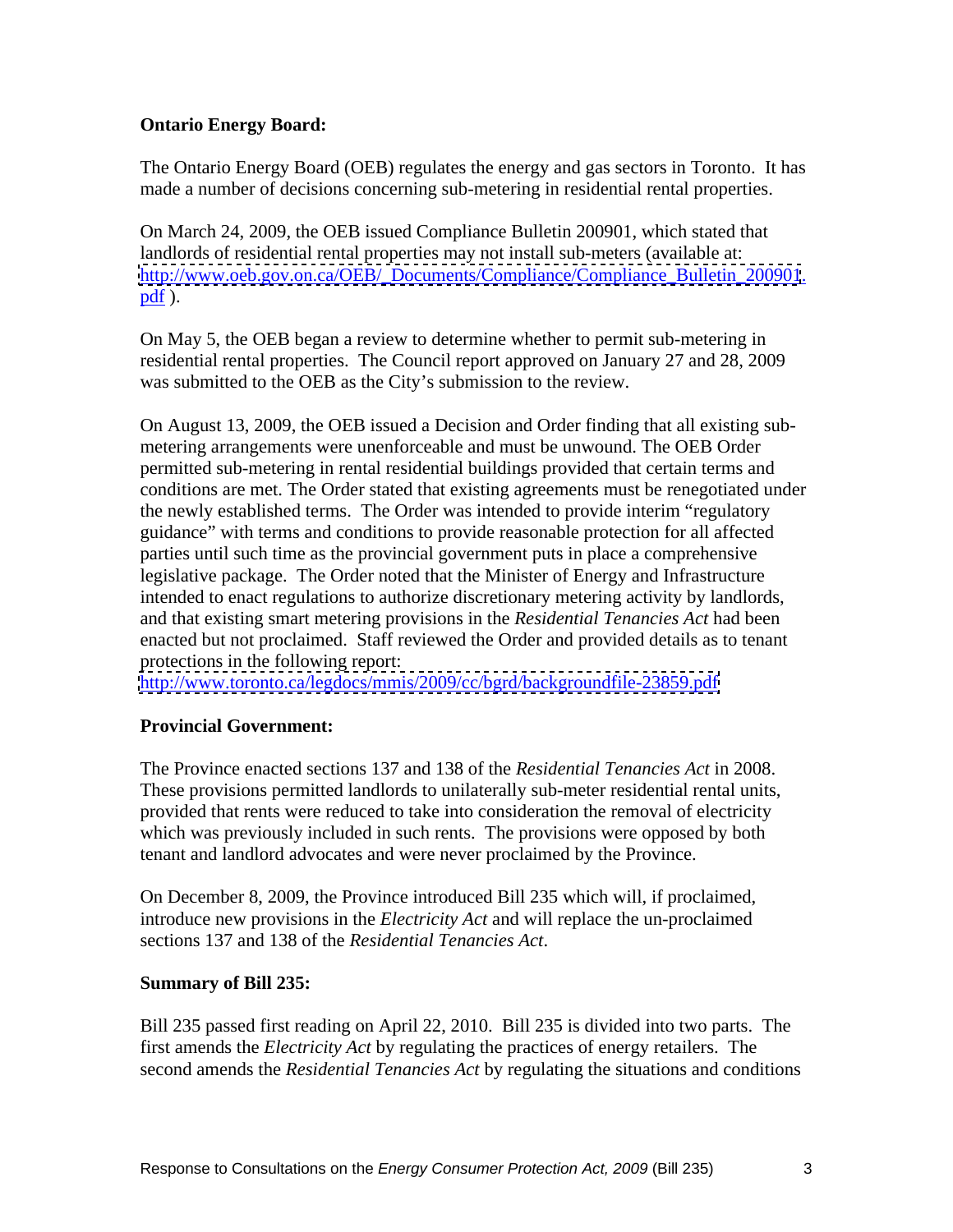**Ontario Energy Board:**

The Ontario Energy Board (OEB) regulates the energy and gas sectors in Toronto. It has made a number of decisions concerning sub-metering in residential rental properties.

On March 24, 2009, the OEB issued Compliance Bulletin 200901, which stated that landlords of residential rental properties may not install sub-meters (available at: http://www.oeb.gov.on.ca/OEB/_Documents/Compliance/Compliance_Bulletin_200901.pdf ).

On May 5, the OEB began a review to determine whether to permit sub-metering in residential rental properties. The Council report approved on January 27 and 28, 2009 was submitted to the OEB as the City's submission to the review.

On August 13, 2009, the OEB issued a Decision and Order finding that all existing sub-metering arrangements were unenforceable and must be unwound. The OEB Order permitted sub-metering in rental residential buildings provided that certain terms and conditions are met. The Order stated that existing agreements must be renegotiated under the newly established terms. The Order was intended to provide interim "regulatory guidance" with terms and conditions to provide reasonable protection for all affected parties until such time as the provincial government puts in place a comprehensive legislative package. The Order noted that the Minister of Energy and Infrastructure intended to enact regulations to authorize discretionary metering activity by landlords, and that existing smart metering provisions in the *Residential Tenancies Act* had been enacted but not proclaimed. Staff reviewed the Order and provided details as to tenant protections in the following report:
http://www.toronto.ca/legdocs/mmis/2009/cc/bgrd/backgroundfile-23859.pdf

**Provincial Government:**

The Province enacted sections 137 and 138 of the *Residential Tenancies Act* in 2008. These provisions permitted landlords to unilaterally sub-meter residential rental units, provided that rents were reduced to take into consideration the removal of electricity which was previously included in such rents. The provisions were opposed by both tenant and landlord advocates and were never proclaimed by the Province.

On December 8, 2009, the Province introduced Bill 235 which will, if proclaimed, introduce new provisions in the *Electricity Act* and will replace the un-proclaimed sections 137 and 138 of the *Residential Tenancies Act*.

**Summary of Bill 235:**

Bill 235 passed first reading on April 22, 2010. Bill 235 is divided into two parts. The first amends the *Electricity Act* by regulating the practices of energy retailers. The second amends the *Residential Tenancies Act* by regulating the situations and conditions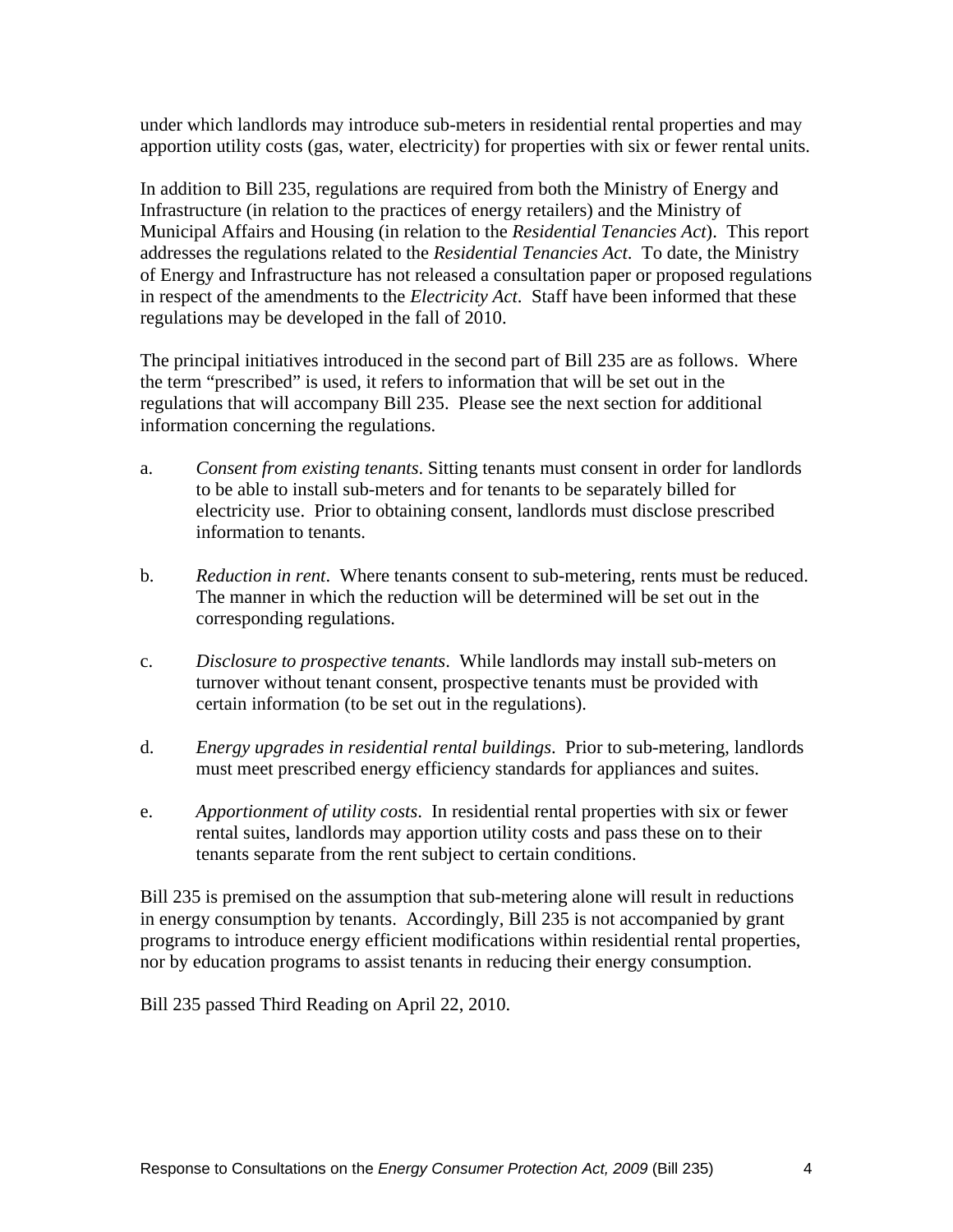under which landlords may introduce sub-meters in residential rental properties and may apportion utility costs (gas, water, electricity) for properties with six or fewer rental units.

In addition to Bill 235, regulations are required from both the Ministry of Energy and Infrastructure (in relation to the practices of energy retailers) and the Ministry of Municipal Affairs and Housing (in relation to the *Residential Tenancies Act*). This report addresses the regulations related to the *Residential Tenancies Act*. To date, the Ministry of Energy and Infrastructure has not released a consultation paper or proposed regulations in respect of the amendments to the *Electricity Act*. Staff have been informed that these regulations may be developed in the fall of 2010.

The principal initiatives introduced in the second part of Bill 235 are as follows. Where the term "prescribed" is used, it refers to information that will be set out in the regulations that will accompany Bill 235. Please see the next section for additional information concerning the regulations.

a. *Consent from existing tenants*. Sitting tenants must consent in order for landlords to be able to install sub-meters and for tenants to be separately billed for electricity use. Prior to obtaining consent, landlords must disclose prescribed information to tenants.

b. *Reduction in rent*. Where tenants consent to sub-metering, rents must be reduced. The manner in which the reduction will be determined will be set out in the corresponding regulations.

c. *Disclosure to prospective tenants*. While landlords may install sub-meters on turnover without tenant consent, prospective tenants must be provided with certain information (to be set out in the regulations).

d. *Energy upgrades in residential rental buildings*. Prior to sub-metering, landlords must meet prescribed energy efficiency standards for appliances and suites.

e. *Apportionment of utility costs*. In residential rental properties with six or fewer rental suites, landlords may apportion utility costs and pass these on to their tenants separate from the rent subject to certain conditions.

Bill 235 is premised on the assumption that sub-metering alone will result in reductions in energy consumption by tenants. Accordingly, Bill 235 is not accompanied by grant programs to introduce energy efficient modifications within residential rental properties, nor by education programs to assist tenants in reducing their energy consumption.

Bill 235 passed Third Reading on April 22, 2010.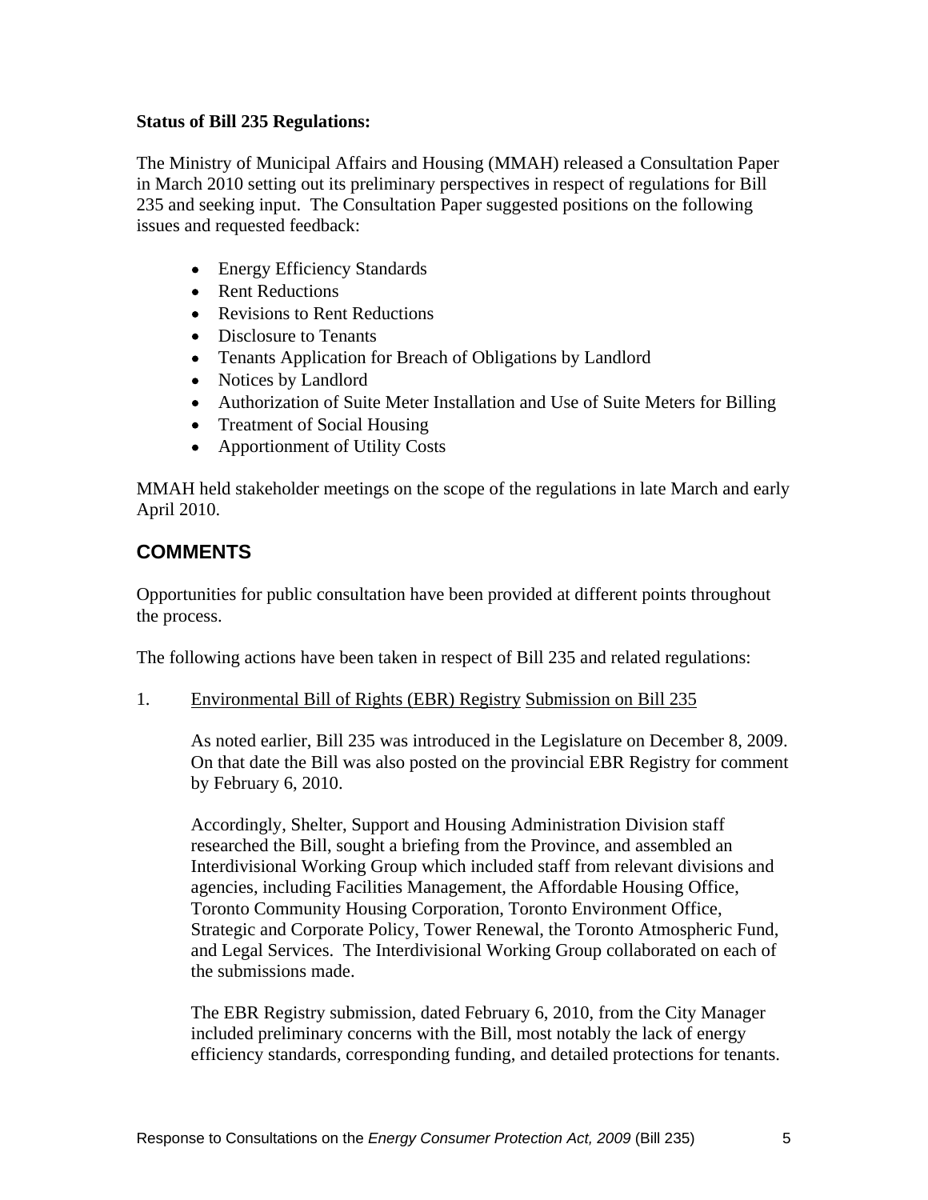**Status of Bill 235 Regulations:**

The Ministry of Municipal Affairs and Housing (MMAH) released a Consultation Paper in March 2010 setting out its preliminary perspectives in respect of regulations for Bill 235 and seeking input. The Consultation Paper suggested positions on the following issues and requested feedback:

- Energy Efficiency Standards
- Rent Reductions
- Revisions to Rent Reductions
- Disclosure to Tenants
- Tenants Application for Breach of Obligations by Landlord
- Notices by Landlord
- Authorization of Suite Meter Installation and Use of Suite Meters for Billing
- Treatment of Social Housing
- Apportionment of Utility Costs

MMAH held stakeholder meetings on the scope of the regulations in late March and early April 2010.

## COMMENTS

Opportunities for public consultation have been provided at different points throughout the process.

The following actions have been taken in respect of Bill 235 and related regulations:

1. Environmental Bill of Rights (EBR) Registry Submission on Bill 235

   As noted earlier, Bill 235 was introduced in the Legislature on December 8, 2009. On that date the Bill was also posted on the provincial EBR Registry for comment by February 6, 2010.

   Accordingly, Shelter, Support and Housing Administration Division staff researched the Bill, sought a briefing from the Province, and assembled an Interdivisional Working Group which included staff from relevant divisions and agencies, including Facilities Management, the Affordable Housing Office, Toronto Community Housing Corporation, Toronto Environment Office, Strategic and Corporate Policy, Tower Renewal, the Toronto Atmospheric Fund, and Legal Services. The Interdivisional Working Group collaborated on each of the submissions made.

   The EBR Registry submission, dated February 6, 2010, from the City Manager included preliminary concerns with the Bill, most notably the lack of energy efficiency standards, corresponding funding, and detailed protections for tenants.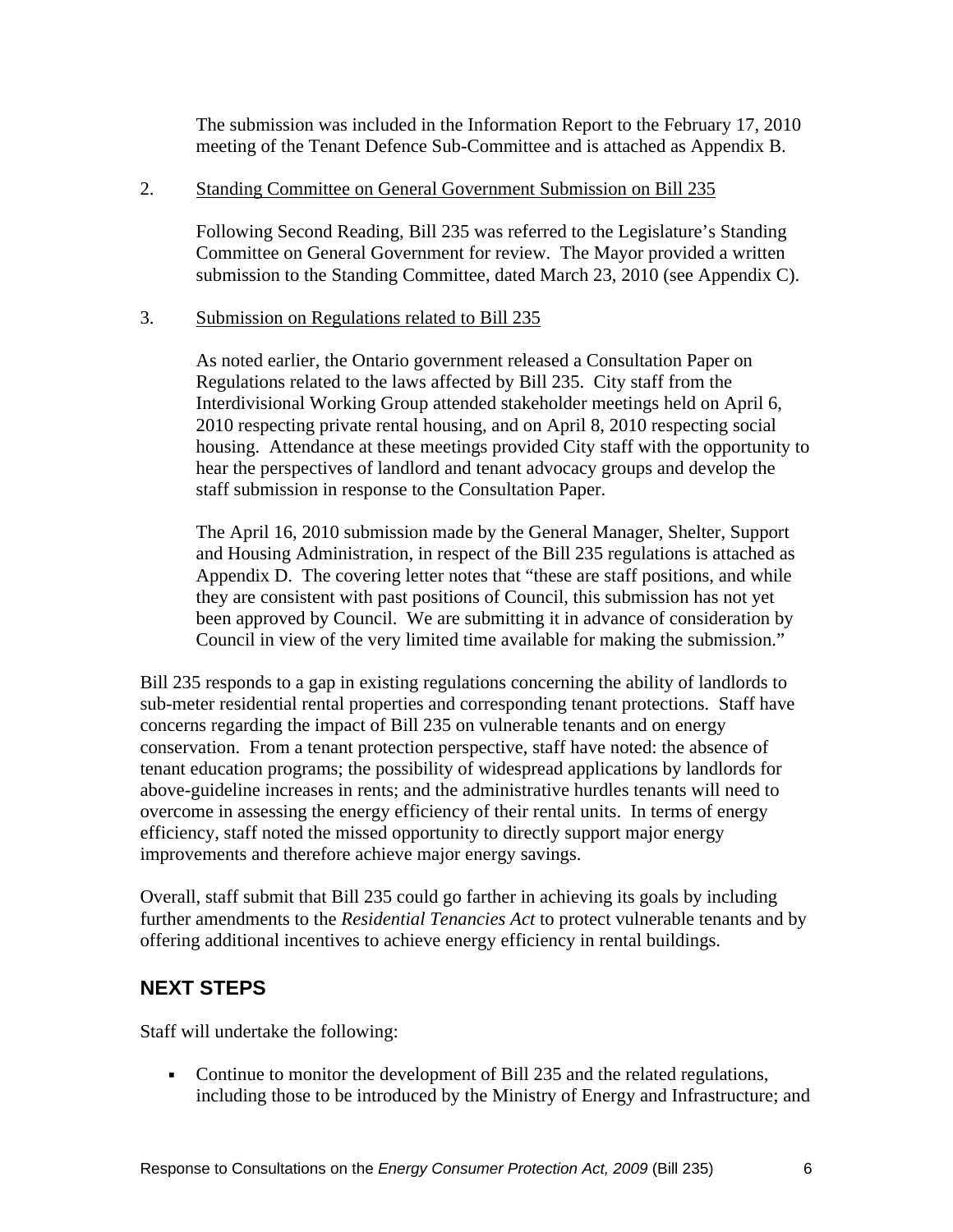The submission was included in the Information Report to the February 17, 2010 meeting of the Tenant Defence Sub-Committee and is attached as Appendix B.

2. Standing Committee on General Government Submission on Bill 235

   Following Second Reading, Bill 235 was referred to the Legislature's Standing Committee on General Government for review. The Mayor provided a written submission to the Standing Committee, dated March 23, 2010 (see Appendix C).

3. Submission on Regulations related to Bill 235

   As noted earlier, the Ontario government released a Consultation Paper on Regulations related to the laws affected by Bill 235. City staff from the Interdivisional Working Group attended stakeholder meetings held on April 6, 2010 respecting private rental housing, and on April 8, 2010 respecting social housing. Attendance at these meetings provided City staff with the opportunity to hear the perspectives of landlord and tenant advocacy groups and develop the staff submission in response to the Consultation Paper.

   The April 16, 2010 submission made by the General Manager, Shelter, Support and Housing Administration, in respect of the Bill 235 regulations is attached as Appendix D. The covering letter notes that "these are staff positions, and while they are consistent with past positions of Council, this submission has not yet been approved by Council. We are submitting it in advance of consideration by Council in view of the very limited time available for making the submission."

Bill 235 responds to a gap in existing regulations concerning the ability of landlords to sub-meter residential rental properties and corresponding tenant protections. Staff have concerns regarding the impact of Bill 235 on vulnerable tenants and on energy conservation. From a tenant protection perspective, staff have noted: the absence of tenant education programs; the possibility of widespread applications by landlords for above-guideline increases in rents; and the administrative hurdles tenants will need to overcome in assessing the energy efficiency of their rental units. In terms of energy efficiency, staff noted the missed opportunity to directly support major energy improvements and therefore achieve major energy savings.

Overall, staff submit that Bill 235 could go farther in achieving its goals by including further amendments to the *Residential Tenancies Act* to protect vulnerable tenants and by offering additional incentives to achieve energy efficiency in rental buildings.

## NEXT STEPS

Staff will undertake the following:

- Continue to monitor the development of Bill 235 and the related regulations, including those to be introduced by the Ministry of Energy and Infrastructure; and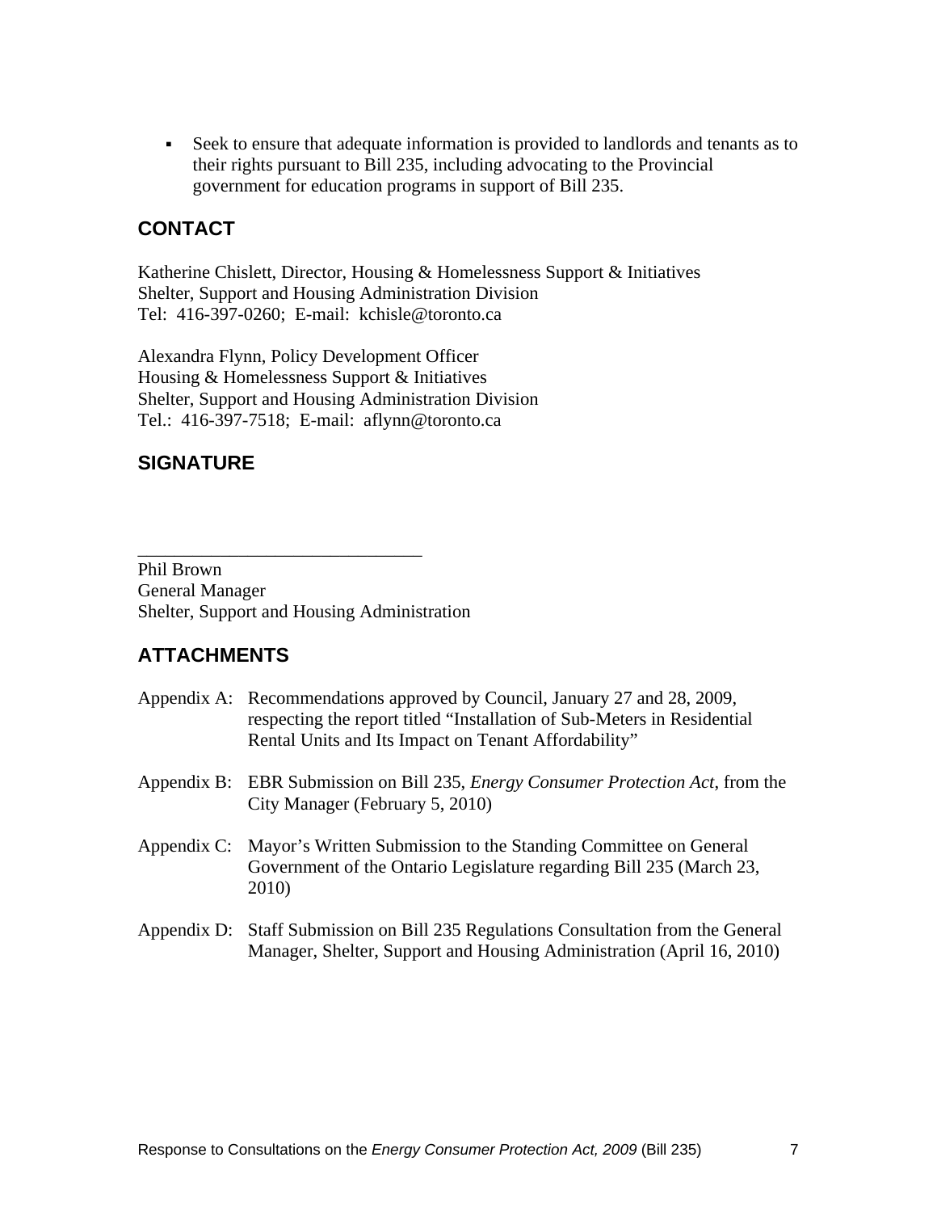- Seek to ensure that adequate information is provided to landlords and tenants as to their rights pursuant to Bill 235, including advocating to the Provincial government for education programs in support of Bill 235.

## CONTACT

Katherine Chislett, Director, Housing & Homelessness Support & Initiatives
Shelter, Support and Housing Administration Division
Tel: 416-397-0260; E-mail: kchisle@toronto.ca

Alexandra Flynn, Policy Development Officer
Housing & Homelessness Support & Initiatives
Shelter, Support and Housing Administration Division
Tel.: 416-397-7518; E-mail: aflynn@toronto.ca

## SIGNATURE

_______________________________
Phil Brown
General Manager
Shelter, Support and Housing Administration

## ATTACHMENTS

Appendix A: Recommendations approved by Council, January 27 and 28, 2009, respecting the report titled "Installation of Sub-Meters in Residential Rental Units and Its Impact on Tenant Affordability"

Appendix B: EBR Submission on Bill 235, *Energy Consumer Protection Act*, from the City Manager (February 5, 2010)

Appendix C: Mayor's Written Submission to the Standing Committee on General Government of the Ontario Legislature regarding Bill 235 (March 23, 2010)

Appendix D: Staff Submission on Bill 235 Regulations Consultation from the General Manager, Shelter, Support and Housing Administration (April 16, 2010)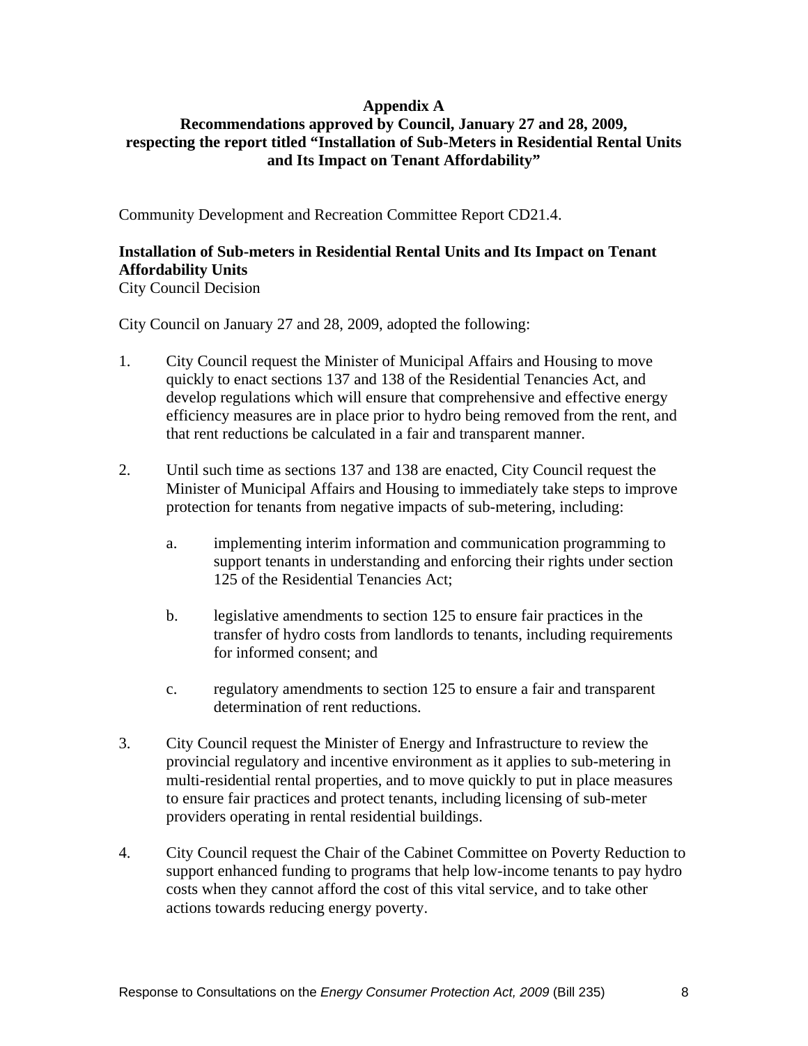**Appendix A**
**Recommendations approved by Council, January 27 and 28, 2009, respecting the report titled "Installation of Sub-Meters in Residential Rental Units and Its Impact on Tenant Affordability"**

Community Development and Recreation Committee Report CD21.4.

**Installation of Sub-meters in Residential Rental Units and Its Impact on Tenant Affordability Units**
City Council Decision

City Council on January 27 and 28, 2009, adopted the following:

1. City Council request the Minister of Municipal Affairs and Housing to move quickly to enact sections 137 and 138 of the Residential Tenancies Act, and develop regulations which will ensure that comprehensive and effective energy efficiency measures are in place prior to hydro being removed from the rent, and that rent reductions be calculated in a fair and transparent manner.

2. Until such time as sections 137 and 138 are enacted, City Council request the Minister of Municipal Affairs and Housing to immediately take steps to improve protection for tenants from negative impacts of sub-metering, including:

   a. implementing interim information and communication programming to support tenants in understanding and enforcing their rights under section 125 of the Residential Tenancies Act;

   b. legislative amendments to section 125 to ensure fair practices in the transfer of hydro costs from landlords to tenants, including requirements for informed consent; and

   c. regulatory amendments to section 125 to ensure a fair and transparent determination of rent reductions.

3. City Council request the Minister of Energy and Infrastructure to review the provincial regulatory and incentive environment as it applies to sub-metering in multi-residential rental properties, and to move quickly to put in place measures to ensure fair practices and protect tenants, including licensing of sub-meter providers operating in rental residential buildings.

4. City Council request the Chair of the Cabinet Committee on Poverty Reduction to support enhanced funding to programs that help low-income tenants to pay hydro costs when they cannot afford the cost of this vital service, and to take other actions towards reducing energy poverty.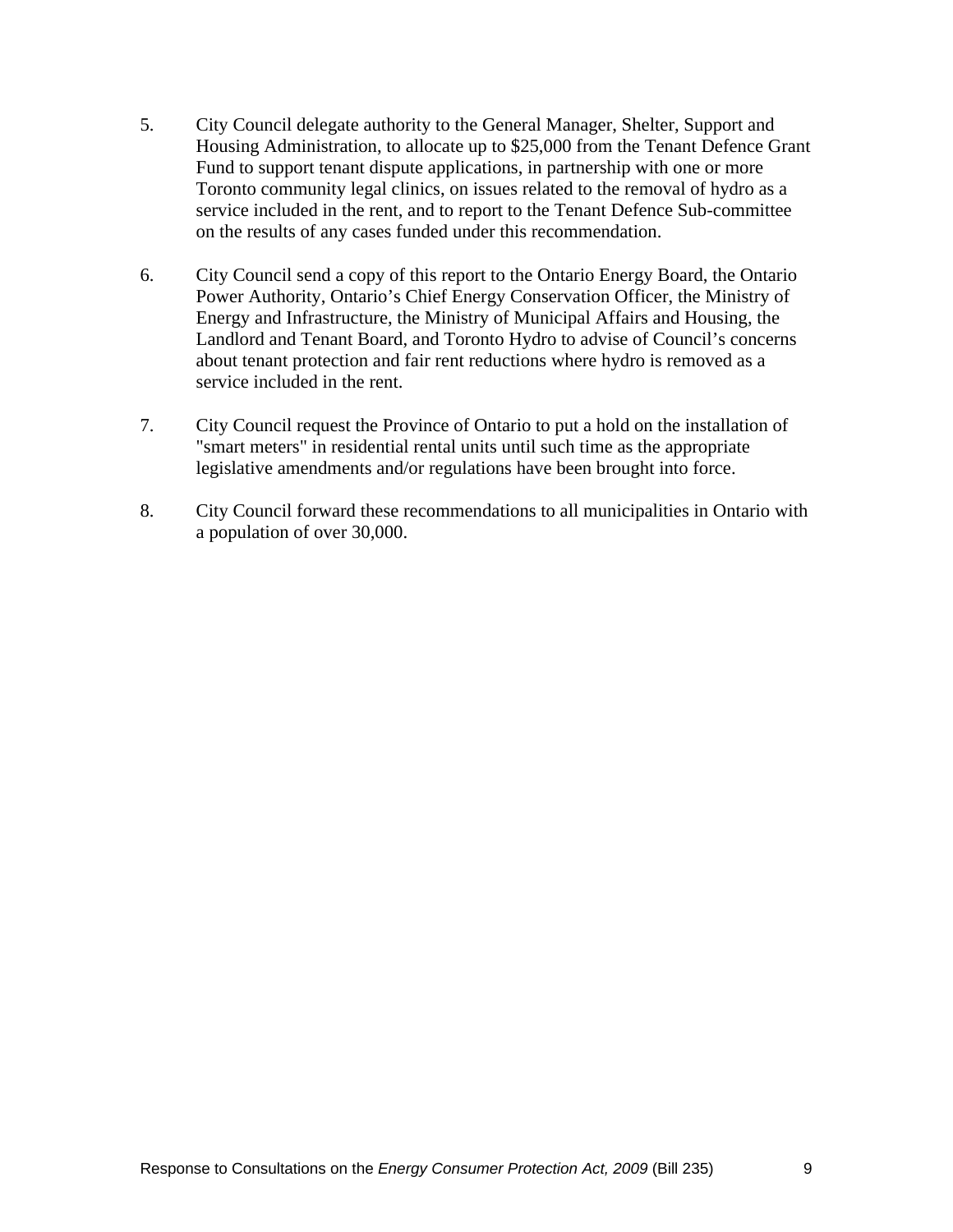5. City Council delegate authority to the General Manager, Shelter, Support and Housing Administration, to allocate up to $25,000 from the Tenant Defence Grant Fund to support tenant dispute applications, in partnership with one or more Toronto community legal clinics, on issues related to the removal of hydro as a service included in the rent, and to report to the Tenant Defence Sub-committee on the results of any cases funded under this recommendation.

6. City Council send a copy of this report to the Ontario Energy Board, the Ontario Power Authority, Ontario's Chief Energy Conservation Officer, the Ministry of Energy and Infrastructure, the Ministry of Municipal Affairs and Housing, the Landlord and Tenant Board, and Toronto Hydro to advise of Council's concerns about tenant protection and fair rent reductions where hydro is removed as a service included in the rent.

7. City Council request the Province of Ontario to put a hold on the installation of "smart meters" in residential rental units until such time as the appropriate legislative amendments and/or regulations have been brought into force.

8. City Council forward these recommendations to all municipalities in Ontario with a population of over 30,000.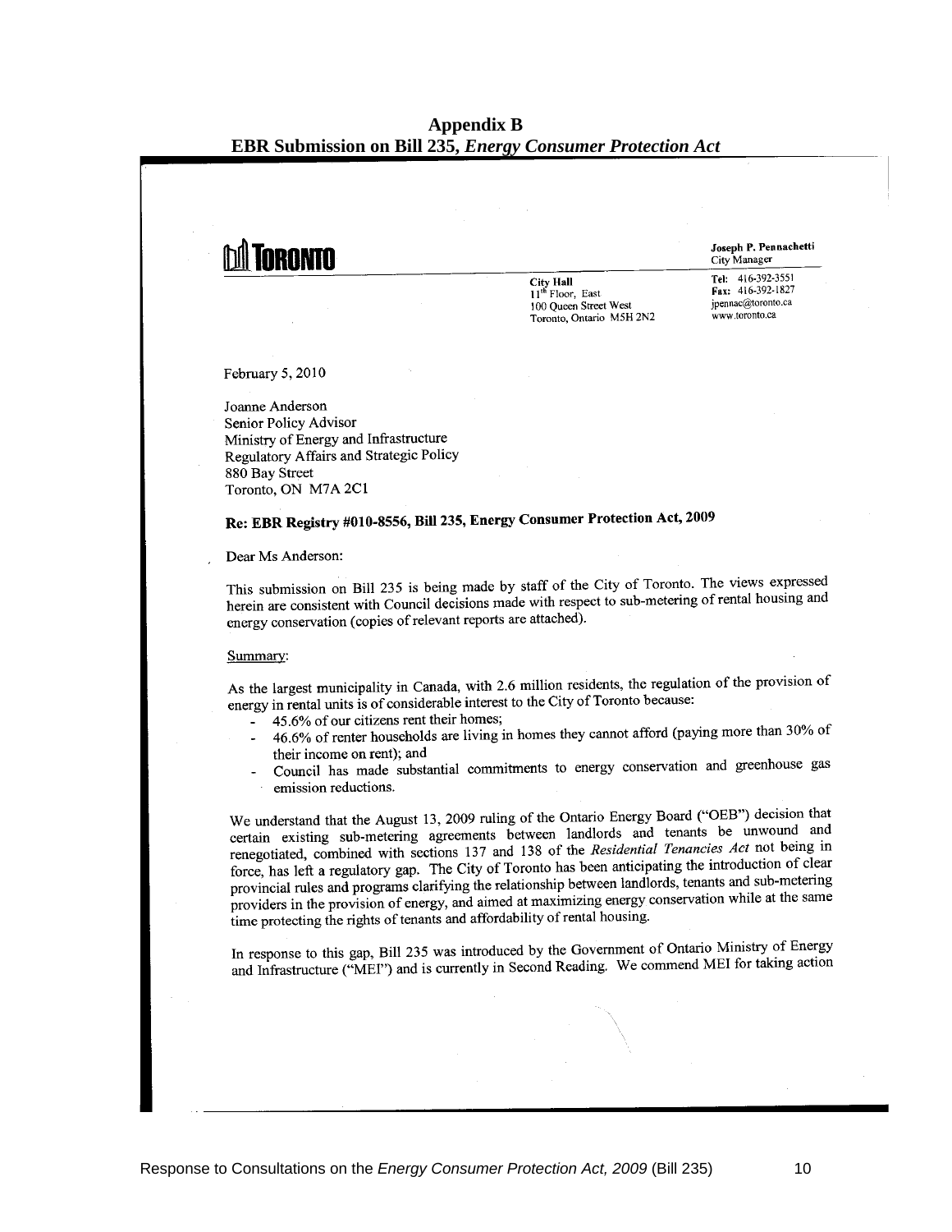# Appendix B
## EBR Submission on Bill 235, *Energy Consumer Protection Act*

TORONTO

**Joseph P. Pennachetti**
City Manager

**City Hall**
11th Floor, East
100 Queen Street West
Toronto, Ontario M5H 2N2

**Tel:** 416-392-3551
**Fax:** 416-392-1827
jpennac@toronto.ca
www.toronto.ca

February 5, 2010

Joanne Anderson
Senior Policy Advisor
Ministry of Energy and Infrastructure
Regulatory Affairs and Strategic Policy
880 Bay Street
Toronto, ON M7A 2C1

**Re: EBR Registry #010-8556, Bill 235, Energy Consumer Protection Act, 2009**

Dear Ms Anderson:

This submission on Bill 235 is being made by staff of the City of Toronto. The views expressed herein are consistent with Council decisions made with respect to sub-metering of rental housing and energy conservation (copies of relevant reports are attached).

Summary:

As the largest municipality in Canada, with 2.6 million residents, the regulation of the provision of energy in rental units is of considerable interest to the City of Toronto because:

- 45.6% of our citizens rent their homes;
- 46.6% of renter households are living in homes they cannot afford (paying more than 30% of their income on rent); and
- Council has made substantial commitments to energy conservation and greenhouse gas emission reductions.

We understand that the August 13, 2009 ruling of the Ontario Energy Board ("OEB") decision that certain existing sub-metering agreements between landlords and tenants be unwound and renegotiated, combined with sections 137 and 138 of the *Residential Tenancies Act* not being in force, has left a regulatory gap. The City of Toronto has been anticipating the introduction of clear provincial rules and programs clarifying the relationship between landlords, tenants and sub-metering providers in the provision of energy, and aimed at maximizing energy conservation while at the same time protecting the rights of tenants and affordability of rental housing.

In response to this gap, Bill 235 was introduced by the Government of Ontario Ministry of Energy and Infrastructure ("MEI") and is currently in Second Reading. We commend MEI for taking action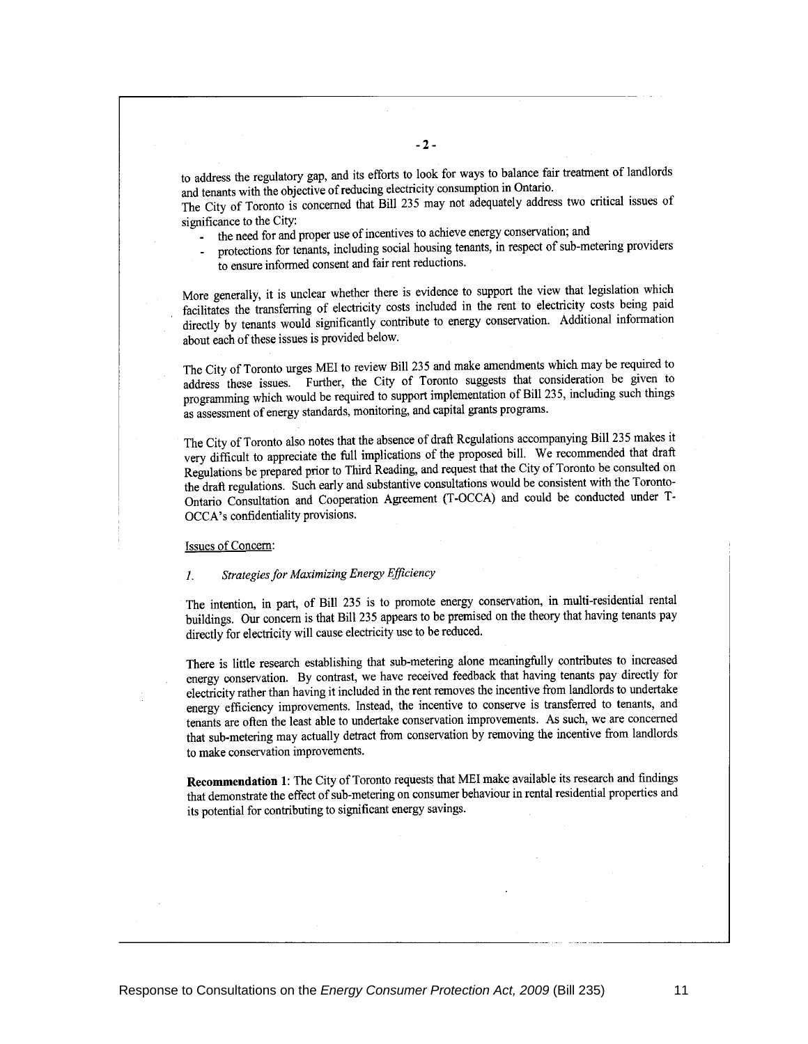to address the regulatory gap, and its efforts to look for ways to balance fair treatment of landlords and tenants with the objective of reducing electricity consumption in Ontario.

The City of Toronto is concerned that Bill 235 may not adequately address two critical issues of significance to the City:

- the need for and proper use of incentives to achieve energy conservation; and
- protections for tenants, including social housing tenants, in respect of sub-metering providers to ensure informed consent and fair rent reductions.

More generally, it is unclear whether there is evidence to support the view that legislation which facilitates the transferring of electricity costs included in the rent to electricity costs being paid directly by tenants would significantly contribute to energy conservation. Additional information about each of these issues is provided below.

The City of Toronto urges MEI to review Bill 235 and make amendments which may be required to address these issues. Further, the City of Toronto suggests that consideration be given to programming which would be required to support implementation of Bill 235, including such things as assessment of energy standards, monitoring, and capital grants programs.

The City of Toronto also notes that the absence of draft Regulations accompanying Bill 235 makes it very difficult to appreciate the full implications of the proposed bill. We recommended that draft Regulations be prepared prior to Third Reading, and request that the City of Toronto be consulted on the draft regulations. Such early and substantive consultations would be consistent with the Toronto-Ontario Consultation and Cooperation Agreement (T-OCCA) and could be conducted under T-OCCA's confidentiality provisions.

Issues of Concern:

*1. Strategies for Maximizing Energy Efficiency*

The intention, in part, of Bill 235 is to promote energy conservation, in multi-residential rental buildings. Our concern is that Bill 235 appears to be premised on the theory that having tenants pay directly for electricity will cause electricity use to be reduced.

There is little research establishing that sub-metering alone meaningfully contributes to increased energy conservation. By contrast, we have received feedback that having tenants pay directly for electricity rather than having it included in the rent removes the incentive from landlords to undertake energy efficiency improvements. Instead, the incentive to conserve is transferred to tenants, and tenants are often the least able to undertake conservation improvements. As such, we are concerned that sub-metering may actually detract from conservation by removing the incentive from landlords to make conservation improvements.

**Recommendation 1**: The City of Toronto requests that MEI make available its research and findings that demonstrate the effect of sub-metering on consumer behaviour in rental residential properties and its potential for contributing to significant energy savings.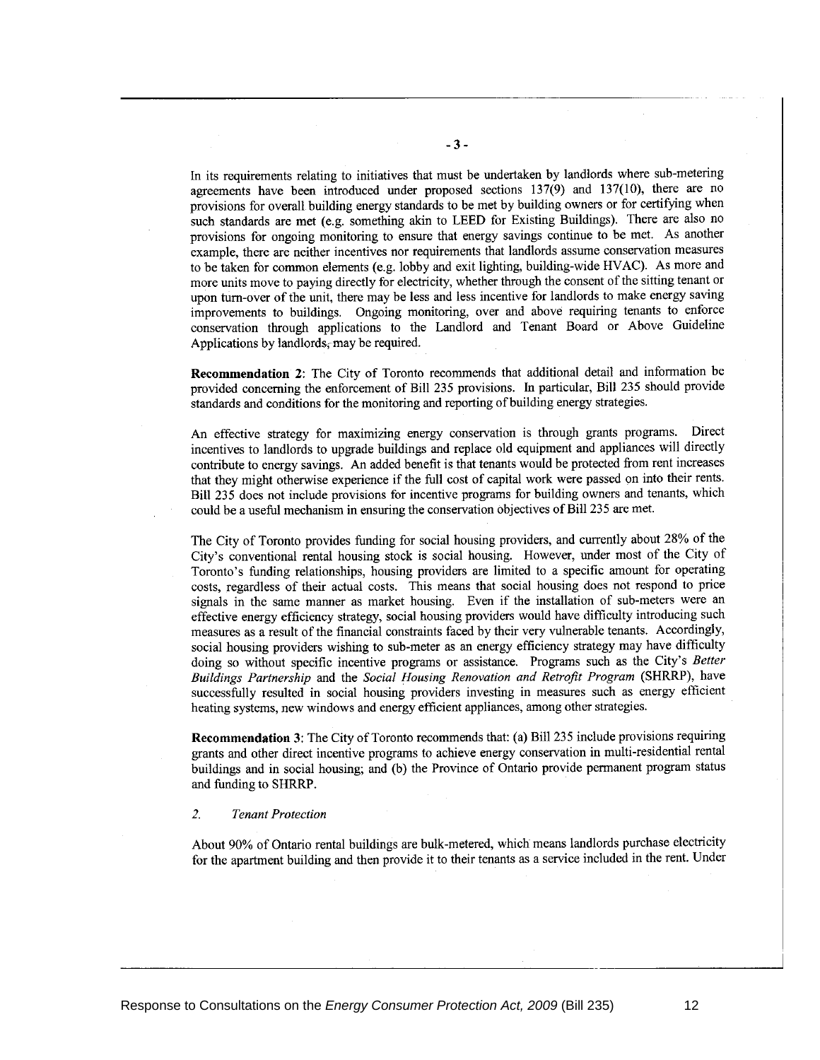In its requirements relating to initiatives that must be undertaken by landlords where sub-metering agreements have been introduced under proposed sections 137(9) and 137(10), there are no provisions for overall building energy standards to be met by building owners or for certifying when such standards are met (e.g. something akin to LEED for Existing Buildings). There are also no provisions for ongoing monitoring to ensure that energy savings continue to be met. As another example, there are neither incentives nor requirements that landlords assume conservation measures to be taken for common elements (e.g. lobby and exit lighting, building-wide HVAC). As more and more units move to paying directly for electricity, whether through the consent of the sitting tenant or upon turn-over of the unit, there may be less and less incentive for landlords to make energy saving improvements to buildings. Ongoing monitoring, over and above requiring tenants to enforce conservation through applications to the Landlord and Tenant Board or Above Guideline Applications by landlords, may be required.

**Recommendation 2**: The City of Toronto recommends that additional detail and information be provided concerning the enforcement of Bill 235 provisions. In particular, Bill 235 should provide standards and conditions for the monitoring and reporting of building energy strategies.

An effective strategy for maximizing energy conservation is through grants programs. Direct incentives to landlords to upgrade buildings and replace old equipment and appliances will directly contribute to energy savings. An added benefit is that tenants would be protected from rent increases that they might otherwise experience if the full cost of capital work were passed on into their rents. Bill 235 does not include provisions for incentive programs for building owners and tenants, which could be a useful mechanism in ensuring the conservation objectives of Bill 235 are met.

The City of Toronto provides funding for social housing providers, and currently about 28% of the City's conventional rental housing stock is social housing. However, under most of the City of Toronto's funding relationships, housing providers are limited to a specific amount for operating costs, regardless of their actual costs. This means that social housing does not respond to price signals in the same manner as market housing. Even if the installation of sub-meters were an effective energy efficiency strategy, social housing providers would have difficulty introducing such measures as a result of the financial constraints faced by their very vulnerable tenants. Accordingly, social housing providers wishing to sub-meter as an energy efficiency strategy may have difficulty doing so without specific incentive programs or assistance. Programs such as the City's *Better Buildings Partnership* and the *Social Housing Renovation and Retrofit Program* (SHRRP), have successfully resulted in social housing providers investing in measures such as energy efficient heating systems, new windows and energy efficient appliances, among other strategies.

**Recommendation 3**: The City of Toronto recommends that: (a) Bill 235 include provisions requiring grants and other direct incentive programs to achieve energy conservation in multi-residential rental buildings and in social housing; and (b) the Province of Ontario provide permanent program status and funding to SHRRP.

### 2. *Tenant Protection*

About 90% of Ontario rental buildings are bulk-metered, which means landlords purchase electricity for the apartment building and then provide it to their tenants as a service included in the rent. Under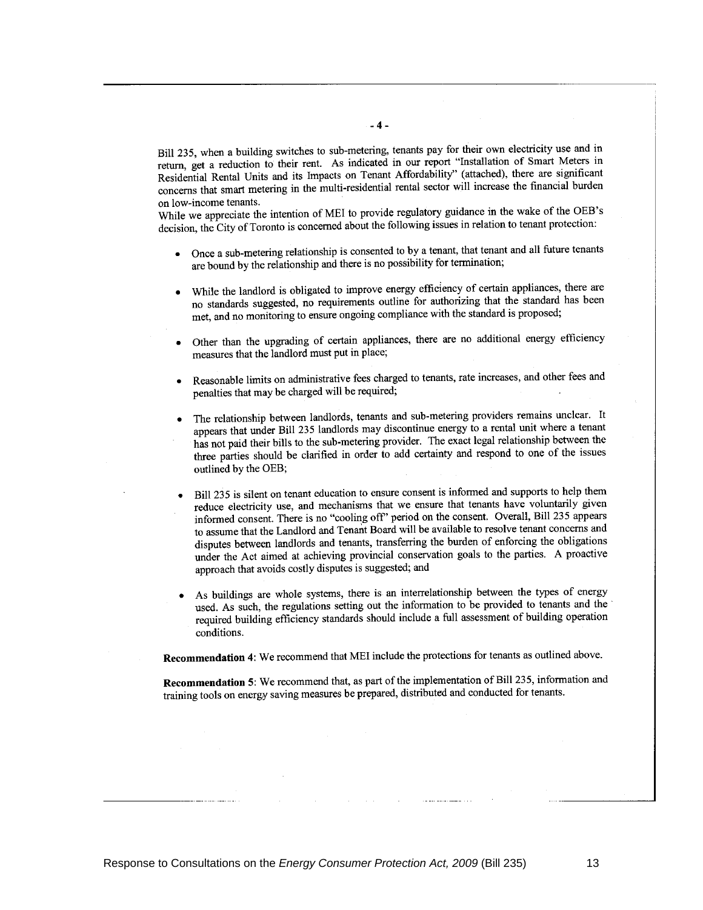Bill 235, when a building switches to sub-metering, tenants pay for their own electricity use and in return, get a reduction to their rent. As indicated in our report "Installation of Smart Meters in Residential Rental Units and its Impacts on Tenant Affordability" (attached), there are significant concerns that smart metering in the multi-residential rental sector will increase the financial burden on low-income tenants.

While we appreciate the intention of MEI to provide regulatory guidance in the wake of the OEB's decision, the City of Toronto is concerned about the following issues in relation to tenant protection:

- Once a sub-metering relationship is consented to by a tenant, that tenant and all future tenants are bound by the relationship and there is no possibility for termination;
- While the landlord is obligated to improve energy efficiency of certain appliances, there are no standards suggested, no requirements outline for authorizing that the standard has been met, and no monitoring to ensure ongoing compliance with the standard is proposed;
- Other than the upgrading of certain appliances, there are no additional energy efficiency measures that the landlord must put in place;
- Reasonable limits on administrative fees charged to tenants, rate increases, and other fees and penalties that may be charged will be required;
- The relationship between landlords, tenants and sub-metering providers remains unclear. It appears that under Bill 235 landlords may discontinue energy to a rental unit where a tenant has not paid their bills to the sub-metering provider. The exact legal relationship between the three parties should be clarified in order to add certainty and respond to one of the issues outlined by the OEB;
- Bill 235 is silent on tenant education to ensure consent is informed and supports to help them reduce electricity use, and mechanisms that we ensure that tenants have voluntarily given informed consent. There is no "cooling off" period on the consent. Overall, Bill 235 appears to assume that the Landlord and Tenant Board will be available to resolve tenant concerns and disputes between landlords and tenants, transferring the burden of enforcing the obligations under the Act aimed at achieving provincial conservation goals to the parties. A proactive approach that avoids costly disputes is suggested; and
- As buildings are whole systems, there is an interrelationship between the types of energy used. As such, the regulations setting out the information to be provided to tenants and the required building efficiency standards should include a full assessment of building operation conditions.

**Recommendation 4**: We recommend that MEI include the protections for tenants as outlined above.

**Recommendation 5**: We recommend that, as part of the implementation of Bill 235, information and training tools on energy saving measures be prepared, distributed and conducted for tenants.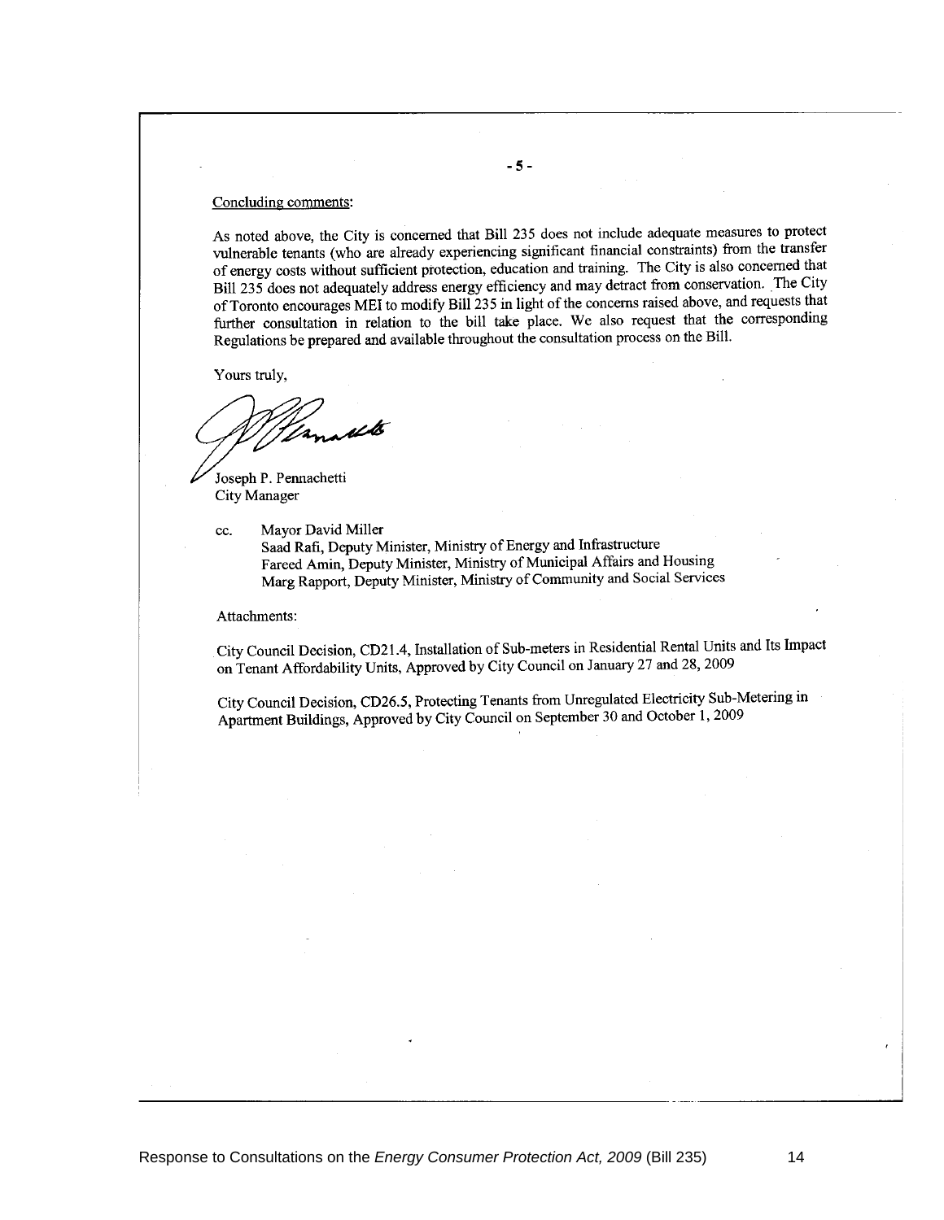Concluding comments:

As noted above, the City is concerned that Bill 235 does not include adequate measures to protect vulnerable tenants (who are already experiencing significant financial constraints) from the transfer of energy costs without sufficient protection, education and training. The City is also concerned that Bill 235 does not adequately address energy efficiency and may detract from conservation. The City of Toronto encourages MEI to modify Bill 235 in light of the concerns raised above, and requests that further consultation in relation to the bill take place. We also request that the corresponding Regulations be prepared and available throughout the consultation process on the Bill.

Yours truly,

Joseph P. Pennachetti
City Manager

cc. Mayor David Miller
Saad Rafi, Deputy Minister, Ministry of Energy and Infrastructure
Fareed Amin, Deputy Minister, Ministry of Municipal Affairs and Housing
Marg Rapport, Deputy Minister, Ministry of Community and Social Services

Attachments:

City Council Decision, CD21.4, Installation of Sub-meters in Residential Rental Units and Its Impact on Tenant Affordability Units, Approved by City Council on January 27 and 28, 2009

City Council Decision, CD26.5, Protecting Tenants from Unregulated Electricity Sub-Metering in Apartment Buildings, Approved by City Council on September 30 and October 1, 2009